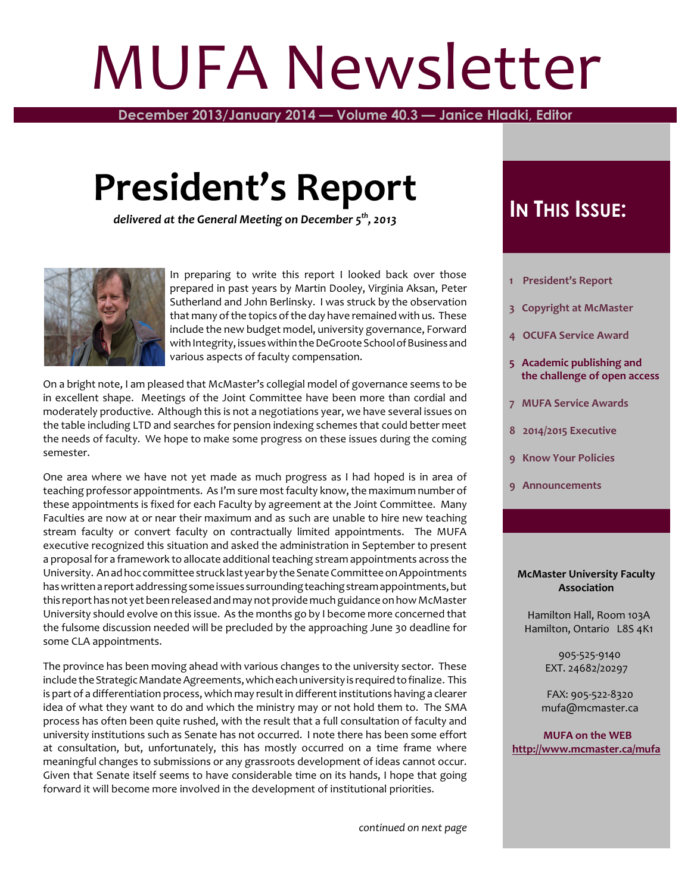# MUFA Newsletter

**December 2013/January 2014 — Volume 40.3 — Janice Hladki, Editor**

## President's Report

*delivered at the General Meeting on December 5th, 2013*

In preparing to write this report I looked back over those prepared in past years by Martin Dooley, Virginia Aksan, Peter Sutherland and John Berlinsky. I was struck by the observation that many of the topics of the day have remained with us. These include the new budget model, university governance, Forward with Integrity, issues within the DeGroote School of Business and various aspects of faculty compensation.

On a bright note, I am pleased that McMaster's collegial model of governance seems to be in excellent shape. Meetings of the Joint Committee have been more than cordial and moderately productive. Although this is not a negotiations year, we have several issues on the table including LTD and searches for pension indexing schemes that could better meet the needs of faculty. We hope to make some progress on these issues during the coming semester.

One area where we have not yet made as much progress as I had hoped is in area of teaching professor appointments. As I'm sure most faculty know, the maximum number of these appointments is fixed for each Faculty by agreement at the Joint Committee. Many Faculties are now at or near their maximum and as such are unable to hire new teaching stream faculty or convert faculty on contractually limited appointments. The MUFA executive recognized this situation and asked the administration in September to present a proposal for a framework to allocate additional teaching stream appointments across the University. An ad hoc committee struck last year by the Senate Committee on Appointments has written a report addressing some issues surrounding teaching stream appointments, but this report has not yet been released and may not provide much guidance on how McMaster University should evolve on this issue. As the months go by I become more concerned that the fulsome discussion needed will be precluded by the approaching June 30 deadline for some CLA appointments.

The province has been moving ahead with various changes to the university sector. These include the Strategic Mandate Agreements, which each university is required to finalize. This is part of a differentiation process, which may result in different institutions having a clearer idea of what they want to do and which the ministry may or not hold them to. The SMA process has often been quite rushed, with the result that a full consultation of faculty and university institutions such as Senate has not occurred. I note there has been some effort at consultation, but, unfortunately, this has mostly occurred on a time frame where meaningful changes to submissions or any grassroots development of ideas cannot occur. Given that Senate itself seems to have considerable time on its hands, I hope that going forward it will become more involved in the development of institutional priorities.

*continued on next page*

### In This Issue:

- 1 President's Report
- 3 Copyright at McMaster
- 4 OCUFA Service Award
- 5 Academic publishing and the challenge of open access
- 7 MUFA Service Awards
- 8 2014/2015 Executive
- 9 Know Your Policies
- 9 Announcements

**McMaster University Faculty Association**

Hamilton Hall, Room 103A
Hamilton, Ontario L8S 4K1

905-525-9140
EXT. 24682/20297

FAX: 905-522-8320
mufa@mcmaster.ca

**MUFA on the WEB**
**http://www.mcmaster.ca/mufa**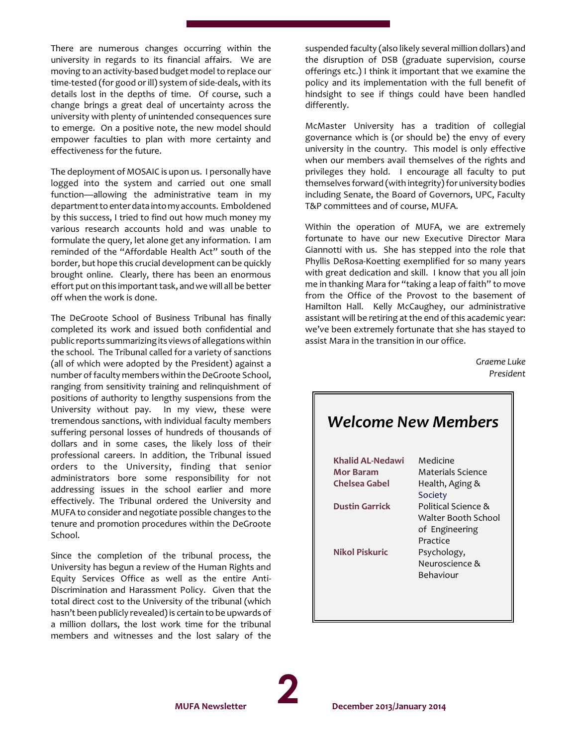There are numerous changes occurring within the university in regards to its financial affairs. We are moving to an activity-based budget model to replace our time-tested (for good or ill) system of side-deals, with its details lost in the depths of time. Of course, such a change brings a great deal of uncertainty across the university with plenty of unintended consequences sure to emerge. On a positive note, the new model should empower faculties to plan with more certainty and effectiveness for the future.

The deployment of MOSAIC is upon us. I personally have logged into the system and carried out one small function—allowing the administrative team in my department to enter data into my accounts. Emboldened by this success, I tried to find out how much money my various research accounts hold and was unable to formulate the query, let alone get any information. I am reminded of the "Affordable Health Act" south of the border, but hope this crucial development can be quickly brought online. Clearly, there has been an enormous effort put on this important task, and we will all be better off when the work is done.

The DeGroote School of Business Tribunal has finally completed its work and issued both confidential and public reports summarizing its views of allegations within the school. The Tribunal called for a variety of sanctions (all of which were adopted by the President) against a number of faculty members within the DeGroote School, ranging from sensitivity training and relinquishment of positions of authority to lengthy suspensions from the University without pay. In my view, these were tremendous sanctions, with individual faculty members suffering personal losses of hundreds of thousands of dollars and in some cases, the likely loss of their professional careers. In addition, the Tribunal issued orders to the University, finding that senior administrators bore some responsibility for not addressing issues in the school earlier and more effectively. The Tribunal ordered the University and MUFA to consider and negotiate possible changes to the tenure and promotion procedures within the DeGroote School.

Since the completion of the tribunal process, the University has begun a review of the Human Rights and Equity Services Office as well as the entire Anti-Discrimination and Harassment Policy. Given that the total direct cost to the University of the tribunal (which hasn't been publicly revealed) is certain to be upwards of a million dollars, the lost work time for the tribunal members and witnesses and the lost salary of the suspended faculty (also likely several million dollars) and the disruption of DSB (graduate supervision, course offerings etc.) I think it important that we examine the policy and its implementation with the full benefit of hindsight to see if things could have been handled differently.

McMaster University has a tradition of collegial governance which is (or should be) the envy of every university in the country. This model is only effective when our members avail themselves of the rights and privileges they hold. I encourage all faculty to put themselves forward (with integrity) for university bodies including Senate, the Board of Governors, UPC, Faculty T&P committees and of course, MUFA.

Within the operation of MUFA, we are extremely fortunate to have our new Executive Director Mara Giannotti with us. She has stepped into the role that Phyllis DeRosa-Koetting exemplified for so many years with great dedication and skill. I know that you all join me in thanking Mara for "taking a leap of faith" to move from the Office of the Provost to the basement of Hamilton Hall. Kelly McCaughey, our administrative assistant will be retiring at the end of this academic year: we've been extremely fortunate that she has stayed to assist Mara in the transition in our office.

*Graeme Luke*
*President*

## *Welcome New Members*

| | |
|---|---|
| **Khalid AL-Nedawi** | Medicine |
| **Mor Baram** | Materials Science |
| **Chelsea Gabel** | Health, Aging & Society |
| **Dustin Garrick** | Political Science & Walter Booth School of Engineering Practice |
| **Nikol Piskuric** | Psychology, Neuroscience & Behaviour |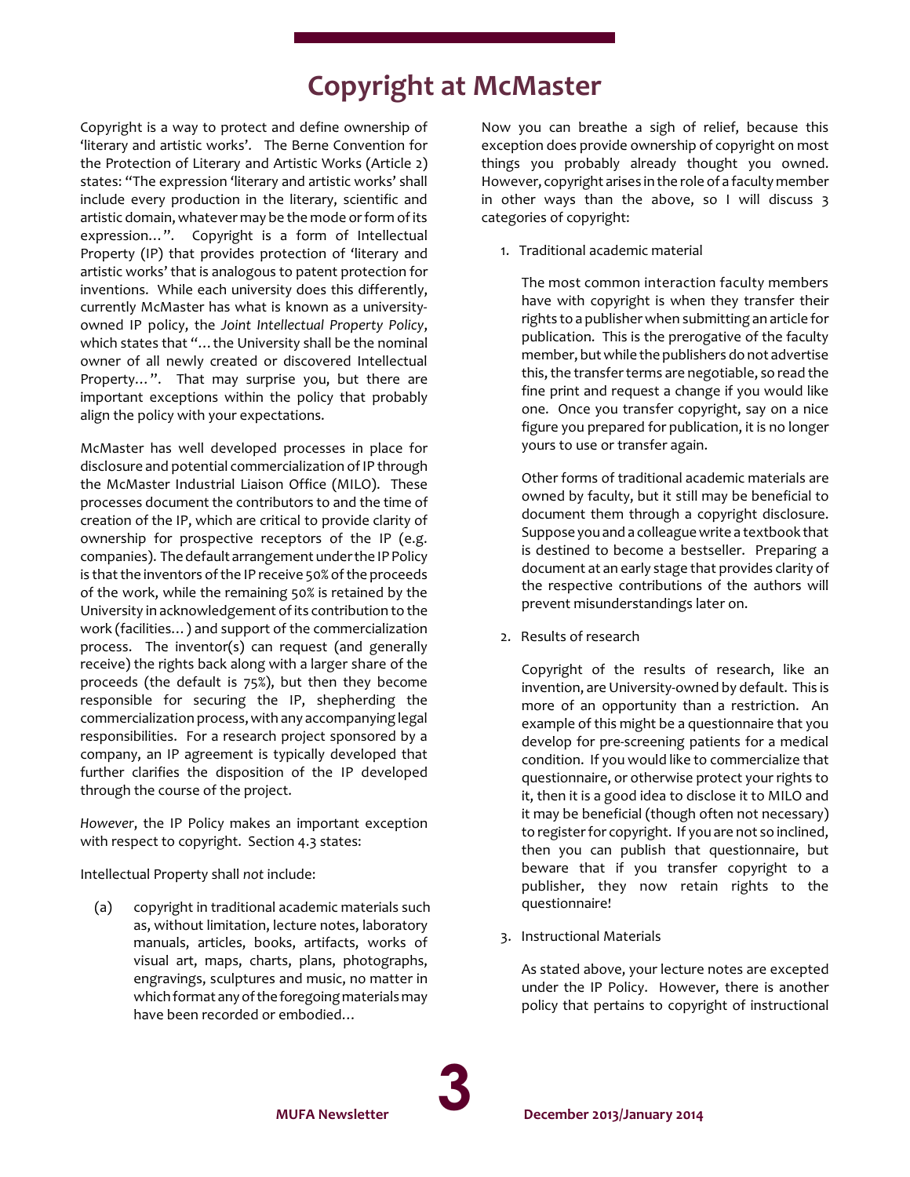# Copyright at McMaster

Copyright is a way to protect and define ownership of 'literary and artistic works'. The Berne Convention for the Protection of Literary and Artistic Works (Article 2) states: "The expression 'literary and artistic works' shall include every production in the literary, scientific and artistic domain, whatever may be the mode or form of its expression…". Copyright is a form of Intellectual Property (IP) that provides protection of 'literary and artistic works' that is analogous to patent protection for inventions. While each university does this differently, currently McMaster has what is known as a university-owned IP policy, the *Joint Intellectual Property Policy*, which states that "…the University shall be the nominal owner of all newly created or discovered Intellectual Property…". That may surprise you, but there are important exceptions within the policy that probably align the policy with your expectations.

McMaster has well developed processes in place for disclosure and potential commercialization of IP through the McMaster Industrial Liaison Office (MILO). These processes document the contributors to and the time of creation of the IP, which are critical to provide clarity of ownership for prospective receptors of the IP (e.g. companies). The default arrangement under the IP Policy is that the inventors of the IP receive 50% of the proceeds of the work, while the remaining 50% is retained by the University in acknowledgement of its contribution to the work (facilities…) and support of the commercialization process. The inventor(s) can request (and generally receive) the rights back along with a larger share of the proceeds (the default is 75%), but then they become responsible for securing the IP, shepherding the commercialization process, with any accompanying legal responsibilities. For a research project sponsored by a company, an IP agreement is typically developed that further clarifies the disposition of the IP developed through the course of the project.

*However*, the IP Policy makes an important exception with respect to copyright. Section 4.3 states:

Intellectual Property shall *not* include:

(a) copyright in traditional academic materials such as, without limitation, lecture notes, laboratory manuals, articles, books, artifacts, works of visual art, maps, charts, plans, photographs, engravings, sculptures and music, no matter in which format any of the foregoing materials may have been recorded or embodied…

Now you can breathe a sigh of relief, because this exception does provide ownership of copyright on most things you probably already thought you owned. However, copyright arises in the role of a faculty member in other ways than the above, so I will discuss 3 categories of copyright:

1. Traditional academic material

   The most common interaction faculty members have with copyright is when they transfer their rights to a publisher when submitting an article for publication. This is the prerogative of the faculty member, but while the publishers do not advertise this, the transfer terms are negotiable, so read the fine print and request a change if you would like one. Once you transfer copyright, say on a nice figure you prepared for publication, it is no longer yours to use or transfer again.

   Other forms of traditional academic materials are owned by faculty, but it still may be beneficial to document them through a copyright disclosure. Suppose you and a colleague write a textbook that is destined to become a bestseller. Preparing a document at an early stage that provides clarity of the respective contributions of the authors will prevent misunderstandings later on.

2. Results of research

   Copyright of the results of research, like an invention, are University-owned by default. This is more of an opportunity than a restriction. An example of this might be a questionnaire that you develop for pre-screening patients for a medical condition. If you would like to commercialize that questionnaire, or otherwise protect your rights to it, then it is a good idea to disclose it to MILO and it may be beneficial (though often not necessary) to register for copyright. If you are not so inclined, then you can publish that questionnaire, but beware that if you transfer copyright to a publisher, they now retain rights to the questionnaire!

3. Instructional Materials

   As stated above, your lecture notes are excepted under the IP Policy. However, there is another policy that pertains to copyright of instructional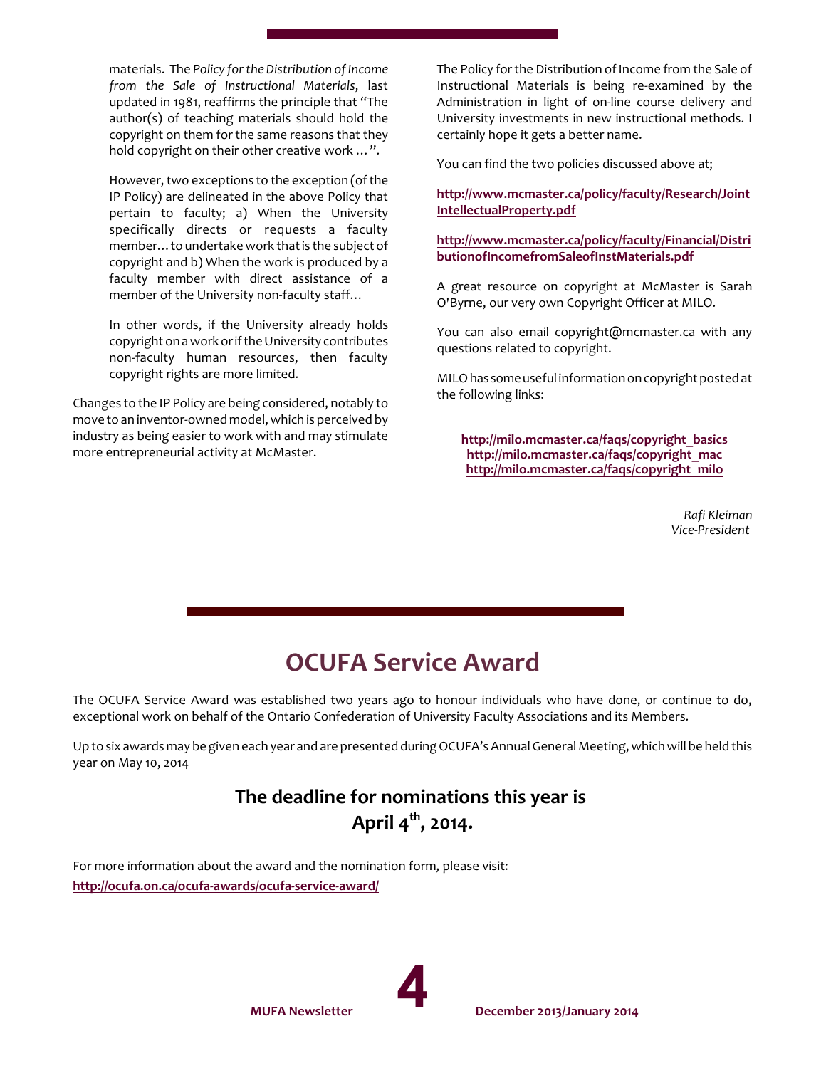materials. The *Policy for the Distribution of Income from the Sale of Instructional Materials*, last updated in 1981, reaffirms the principle that "The author(s) of teaching materials should hold the copyright on them for the same reasons that they hold copyright on their other creative work …".

However, two exceptions to the exception (of the IP Policy) are delineated in the above Policy that pertain to faculty; a) When the University specifically directs or requests a faculty member… to undertake work that is the subject of copyright and b) When the work is produced by a faculty member with direct assistance of a member of the University non-faculty staff…

In other words, if the University already holds copyright on a work or if the University contributes non-faculty human resources, then faculty copyright rights are more limited.

Changes to the IP Policy are being considered, notably to move to an inventor-owned model, which is perceived by industry as being easier to work with and may stimulate more entrepreneurial activity at McMaster.

The Policy for the Distribution of Income from the Sale of Instructional Materials is being re-examined by the Administration in light of on-line course delivery and University investments in new instructional methods. I certainly hope it gets a better name.

You can find the two policies discussed above at;

**http://www.mcmaster.ca/policy/faculty/Research/JointIntellectualProperty.pdf**

**http://www.mcmaster.ca/policy/faculty/Financial/DistributionofIncomefromSaleofInstMaterials.pdf**

A great resource on copyright at McMaster is Sarah O'Byrne, our very own Copyright Officer at MILO.

You can also email copyright@mcmaster.ca with any questions related to copyright.

MILO has some useful information on copyright posted at the following links:

**http://milo.mcmaster.ca/faqs/copyright_basics**
**http://milo.mcmaster.ca/faqs/copyright_mac**
**http://milo.mcmaster.ca/faqs/copyright_milo**

*Rafi Kleiman*
*Vice-President*

# OCUFA Service Award

The OCUFA Service Award was established two years ago to honour individuals who have done, or continue to do, exceptional work on behalf of the Ontario Confederation of University Faculty Associations and its Members.

Up to six awards may be given each year and are presented during OCUFA's Annual General Meeting, which will be held this year on May 10, 2014

**The deadline for nominations this year is April 4th, 2014.**

For more information about the award and the nomination form, please visit:
**http://ocufa.on.ca/ocufa-awards/ocufa-service-award/**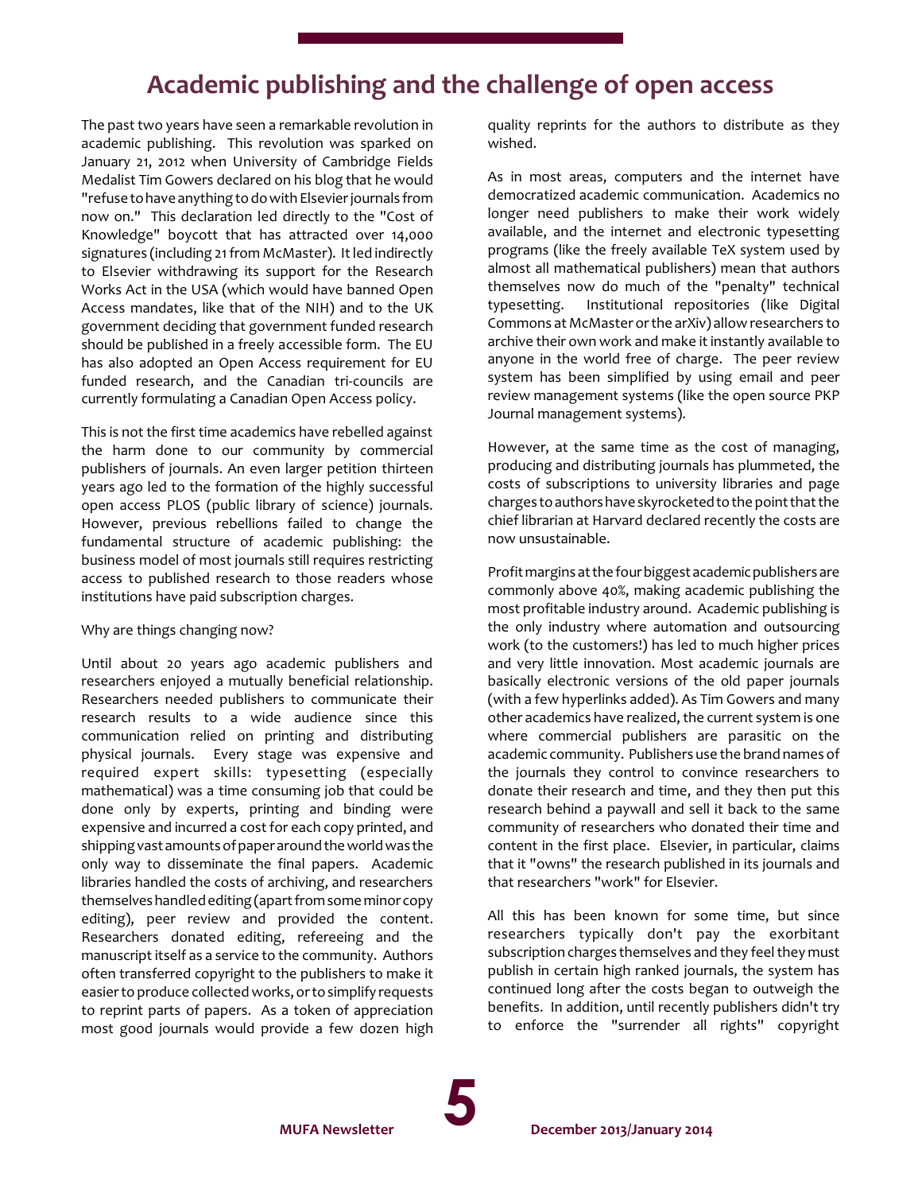# Academic publishing and the challenge of open access

The past two years have seen a remarkable revolution in academic publishing. This revolution was sparked on January 21, 2012 when University of Cambridge Fields Medalist Tim Gowers declared on his blog that he would "refuse to have anything to do with Elsevier journals from now on." This declaration led directly to the "Cost of Knowledge" boycott that has attracted over 14,000 signatures (including 21 from McMaster). It led indirectly to Elsevier withdrawing its support for the Research Works Act in the USA (which would have banned Open Access mandates, like that of the NIH) and to the UK government deciding that government funded research should be published in a freely accessible form. The EU has also adopted an Open Access requirement for EU funded research, and the Canadian tri-councils are currently formulating a Canadian Open Access policy.

This is not the first time academics have rebelled against the harm done to our community by commercial publishers of journals. An even larger petition thirteen years ago led to the formation of the highly successful open access PLOS (public library of science) journals. However, previous rebellions failed to change the fundamental structure of academic publishing: the business model of most journals still requires restricting access to published research to those readers whose institutions have paid subscription charges.

Why are things changing now?

Until about 20 years ago academic publishers and researchers enjoyed a mutually beneficial relationship. Researchers needed publishers to communicate their research results to a wide audience since this communication relied on printing and distributing physical journals. Every stage was expensive and required expert skills: typesetting (especially mathematical) was a time consuming job that could be done only by experts, printing and binding were expensive and incurred a cost for each copy printed, and shipping vast amounts of paper around the world was the only way to disseminate the final papers. Academic libraries handled the costs of archiving, and researchers themselves handled editing (apart from some minor copy editing), peer review and provided the content. Researchers donated editing, refereeing and the manuscript itself as a service to the community. Authors often transferred copyright to the publishers to make it easier to produce collected works, or to simplify requests to reprint parts of papers. As a token of appreciation most good journals would provide a few dozen high quality reprints for the authors to distribute as they wished.

As in most areas, computers and the internet have democratized academic communication. Academics no longer need publishers to make their work widely available, and the internet and electronic typesetting programs (like the freely available TeX system used by almost all mathematical publishers) mean that authors themselves now do much of the "penalty" technical typesetting. Institutional repositories (like Digital Commons at McMaster or the arXiv) allow researchers to archive their own work and make it instantly available to anyone in the world free of charge. The peer review system has been simplified by using email and peer review management systems (like the open source PKP Journal management systems).

However, at the same time as the cost of managing, producing and distributing journals has plummeted, the costs of subscriptions to university libraries and page charges to authors have skyrocketed to the point that the chief librarian at Harvard declared recently the costs are now unsustainable.

Profit margins at the four biggest academic publishers are commonly above 40%, making academic publishing the most profitable industry around. Academic publishing is the only industry where automation and outsourcing work (to the customers!) has led to much higher prices and very little innovation. Most academic journals are basically electronic versions of the old paper journals (with a few hyperlinks added). As Tim Gowers and many other academics have realized, the current system is one where commercial publishers are parasitic on the academic community. Publishers use the brand names of the journals they control to convince researchers to donate their research and time, and they then put this research behind a paywall and sell it back to the same community of researchers who donated their time and content in the first place. Elsevier, in particular, claims that it "owns" the research published in its journals and that researchers "work" for Elsevier.

All this has been known for some time, but since researchers typically don't pay the exorbitant subscription charges themselves and they feel they must publish in certain high ranked journals, the system has continued long after the costs began to outweigh the benefits. In addition, until recently publishers didn't try to enforce the "surrender all rights" copyright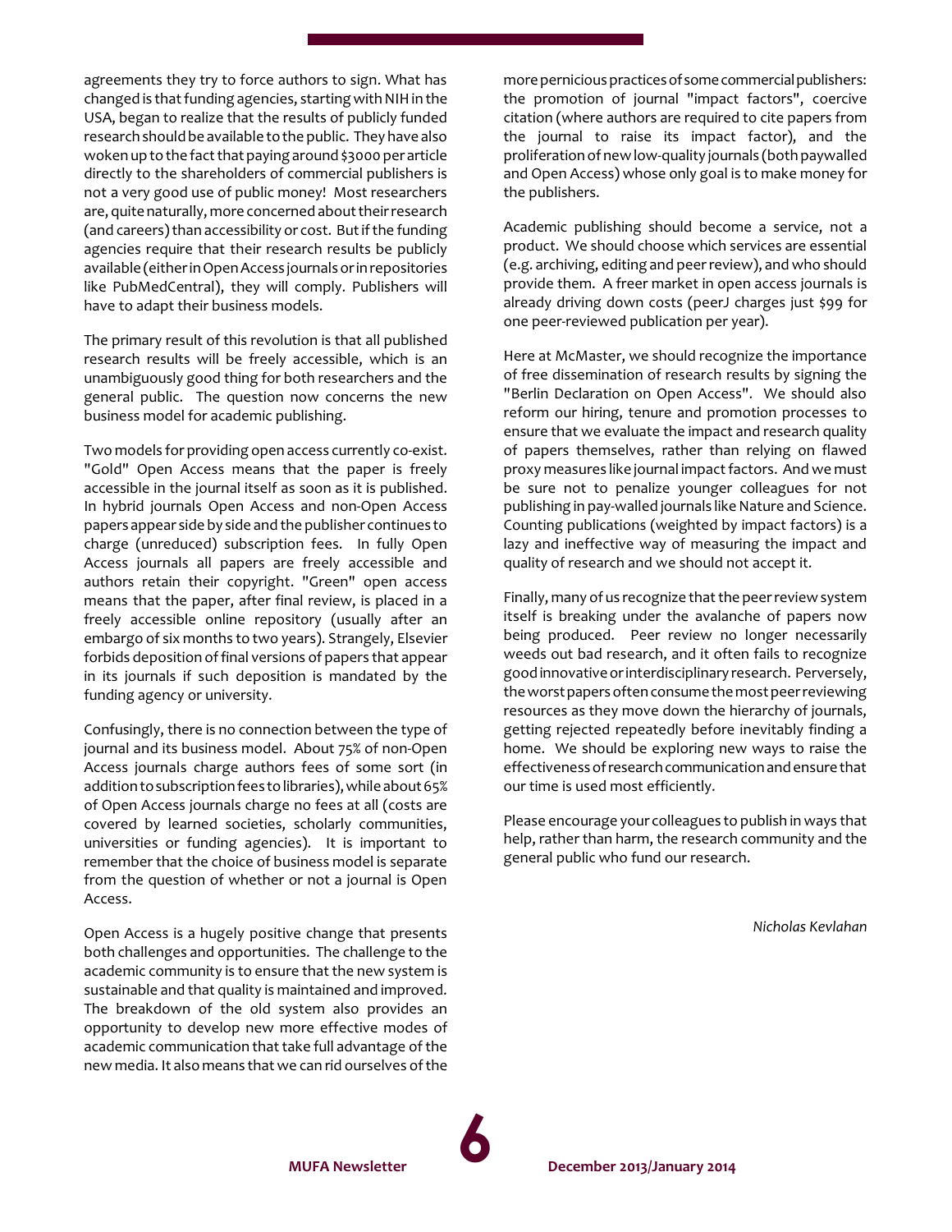agreements they try to force authors to sign. What has changed is that funding agencies, starting with NIH in the USA, began to realize that the results of publicly funded research should be available to the public. They have also woken up to the fact that paying around $3000 per article directly to the shareholders of commercial publishers is not a very good use of public money! Most researchers are, quite naturally, more concerned about their research (and careers) than accessibility or cost. But if the funding agencies require that their research results be publicly available (either in Open Access journals or in repositories like PubMedCentral), they will comply. Publishers will have to adapt their business models.

The primary result of this revolution is that all published research results will be freely accessible, which is an unambiguously good thing for both researchers and the general public. The question now concerns the new business model for academic publishing.

Two models for providing open access currently co-exist. "Gold" Open Access means that the paper is freely accessible in the journal itself as soon as it is published. In hybrid journals Open Access and non-Open Access papers appear side by side and the publisher continues to charge (unreduced) subscription fees. In fully Open Access journals all papers are freely accessible and authors retain their copyright. "Green" open access means that the paper, after final review, is placed in a freely accessible online repository (usually after an embargo of six months to two years). Strangely, Elsevier forbids deposition of final versions of papers that appear in its journals if such deposition is mandated by the funding agency or university.

Confusingly, there is no connection between the type of journal and its business model. About 75% of non-Open Access journals charge authors fees of some sort (in addition to subscription fees to libraries), while about 65% of Open Access journals charge no fees at all (costs are covered by learned societies, scholarly communities, universities or funding agencies). It is important to remember that the choice of business model is separate from the question of whether or not a journal is Open Access.

Open Access is a hugely positive change that presents both challenges and opportunities. The challenge to the academic community is to ensure that the new system is sustainable and that quality is maintained and improved. The breakdown of the old system also provides an opportunity to develop new more effective modes of academic communication that take full advantage of the new media. It also means that we can rid ourselves of the more pernicious practices of some commercial publishers: the promotion of journal "impact factors", coercive citation (where authors are required to cite papers from the journal to raise its impact factor), and the proliferation of new low-quality journals (both paywalled and Open Access) whose only goal is to make money for the publishers.

Academic publishing should become a service, not a product. We should choose which services are essential (e.g. archiving, editing and peer review), and who should provide them. A freer market in open access journals is already driving down costs (peerJ charges just $99 for one peer-reviewed publication per year).

Here at McMaster, we should recognize the importance of free dissemination of research results by signing the "Berlin Declaration on Open Access". We should also reform our hiring, tenure and promotion processes to ensure that we evaluate the impact and research quality of papers themselves, rather than relying on flawed proxy measures like journal impact factors. And we must be sure not to penalize younger colleagues for not publishing in pay-walled journals like Nature and Science. Counting publications (weighted by impact factors) is a lazy and ineffective way of measuring the impact and quality of research and we should not accept it.

Finally, many of us recognize that the peer review system itself is breaking under the avalanche of papers now being produced. Peer review no longer necessarily weeds out bad research, and it often fails to recognize good innovative or interdisciplinary research. Perversely, the worst papers often consume the most peer reviewing resources as they move down the hierarchy of journals, getting rejected repeatedly before inevitably finding a home. We should be exploring new ways to raise the effectiveness of research communication and ensure that our time is used most efficiently.

Please encourage your colleagues to publish in ways that help, rather than harm, the research community and the general public who fund our research.

*Nicholas Kevlahan*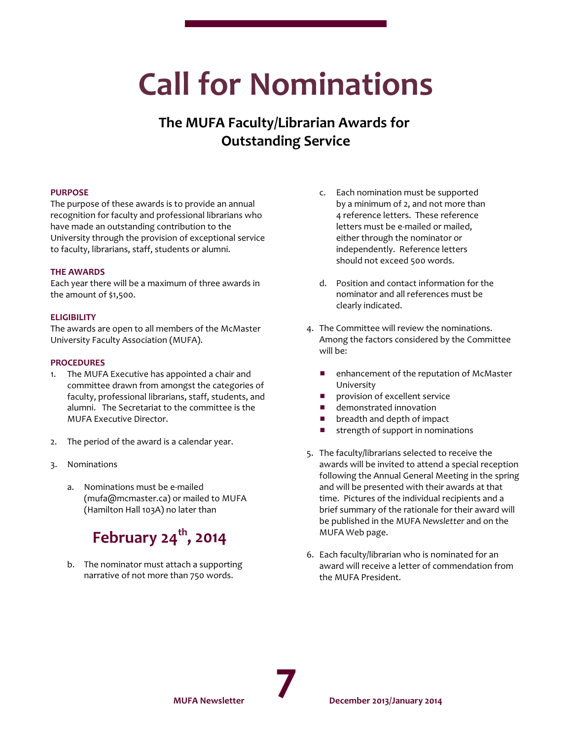# Call for Nominations

## The MUFA Faculty/Librarian Awards for Outstanding Service

### PURPOSE

The purpose of these awards is to provide an annual recognition for faculty and professional librarians who have made an outstanding contribution to the University through the provision of exceptional service to faculty, librarians, staff, students or alumni.

### THE AWARDS

Each year there will be a maximum of three awards in the amount of $1,500.

### ELIGIBILITY

The awards are open to all members of the McMaster University Faculty Association (MUFA).

### PROCEDURES

1. The MUFA Executive has appointed a chair and committee drawn from amongst the categories of faculty, professional librarians, staff, students, and alumni. The Secretariat to the committee is the MUFA Executive Director.

2. The period of the award is a calendar year.

3. Nominations

   a. Nominations must be e-mailed (mufa@mcmaster.ca) or mailed to MUFA (Hamilton Hall 103A) no later than

      **February 24th, 2014**

   b. The nominator must attach a supporting narrative of not more than 750 words.

   c. Each nomination must be supported by a minimum of 2, and not more than 4 reference letters. These reference letters must be e-mailed or mailed, either through the nominator or independently. Reference letters should not exceed 500 words.

   d. Position and contact information for the nominator and all references must be clearly indicated.

4. The Committee will review the nominations. Among the factors considered by the Committee will be:

   - enhancement of the reputation of McMaster University
   - provision of excellent service
   - demonstrated innovation
   - breadth and depth of impact
   - strength of support in nominations

5. The faculty/librarians selected to receive the awards will be invited to attend a special reception following the Annual General Meeting in the spring and will be presented with their awards at that time. Pictures of the individual recipients and a brief summary of the rationale for their award will be published in the MUFA *Newsletter* and on the MUFA Web page.

6. Each faculty/librarian who is nominated for an award will receive a letter of commendation from the MUFA President.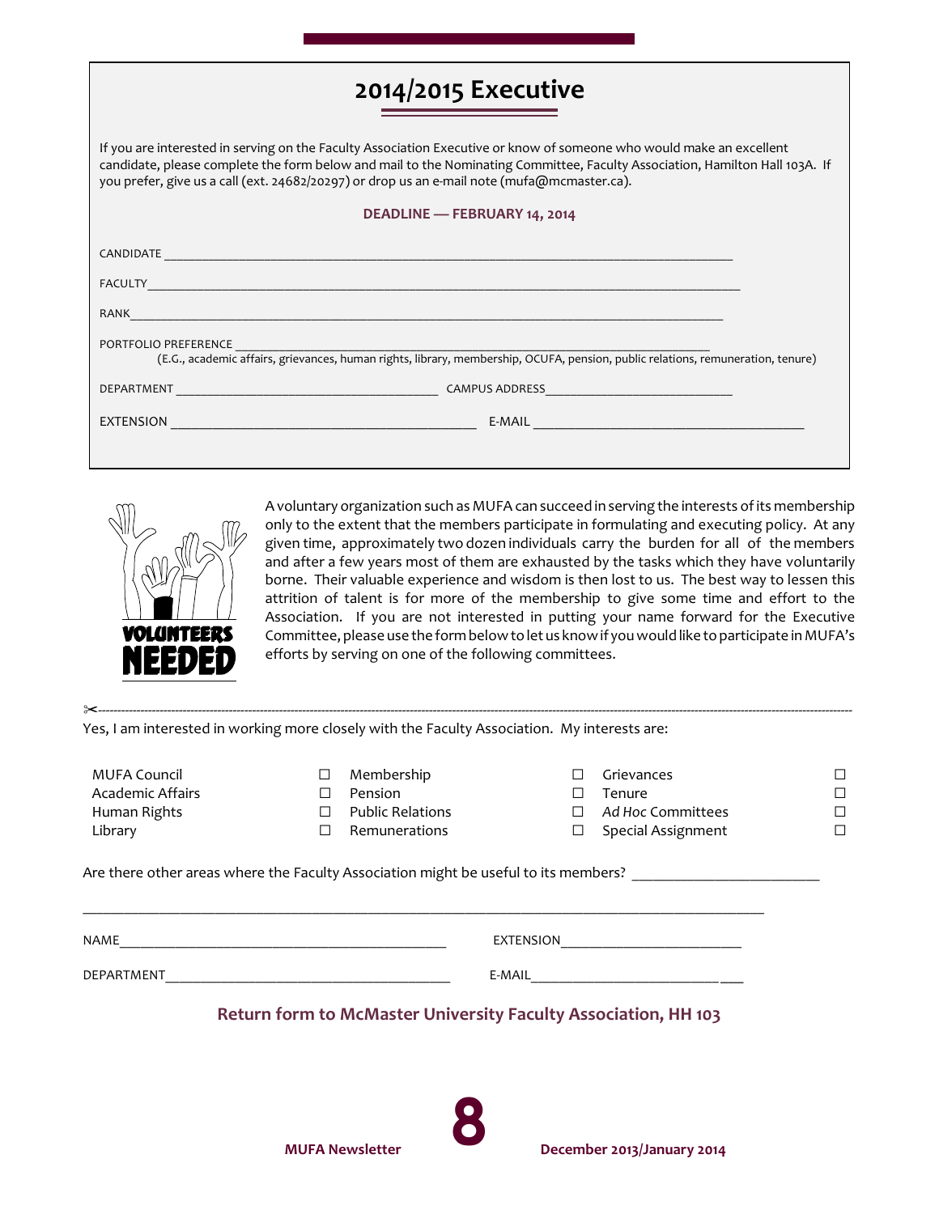# 2014/2015 Executive

If you are interested in serving on the Faculty Association Executive or know of someone who would make an excellent candidate, please complete the form below and mail to the Nominating Committee, Faculty Association, Hamilton Hall 103A. If you prefer, give us a call (ext. 24682/20297) or drop us an e-mail note (mufa@mcmaster.ca).

**DEADLINE — FEBRUARY 14, 2014**

CANDIDATE ______________________________________________

FACULTY ______________________________________________

RANK ______________________________________________

PORTFOLIO PREFERENCE ______________________________________________
(E.G., academic affairs, grievances, human rights, library, membership, OCUFA, pension, public relations, remuneration, tenure)

DEPARTMENT ______________________ CAMPUS ADDRESS ______________________

EXTENSION ______________________ E-MAIL ______________________

A voluntary organization such as MUFA can succeed in serving the interests of its membership only to the extent that the members participate in formulating and executing policy. At any given time, approximately two dozen individuals carry the burden for all of the members and after a few years most of them are exhausted by the tasks which they have voluntarily borne. Their valuable experience and wisdom is then lost to us. The best way to lessen this attrition of talent is for more of the membership to give some time and effort to the Association. If you are not interested in putting your name forward for the Executive Committee, please use the form below to let us know if you would like to participate in MUFA's efforts by serving on one of the following committees.

✂-----------------------------------------------------------------------------------------------

Yes, I am interested in working more closely with the Faculty Association. My interests are:

| | | | | | |
|---|---|---|---|---|---|
| MUFA Council | ☐ | Membership | ☐ | Grievances | ☐ |
| Academic Affairs | ☐ | Pension | ☐ | Tenure | ☐ |
| Human Rights | ☐ | Public Relations | ☐ | *Ad Hoc* Committees | ☐ |
| Library | ☐ | Remunerations | ☐ | Special Assignment | ☐ |

Are there other areas where the Faculty Association might be useful to its members? ______________________

______________________________________________

NAME ______________________ EXTENSION ______________________

DEPARTMENT ______________________ E-MAIL ______________________

**Return form to McMaster University Faculty Association, HH 103**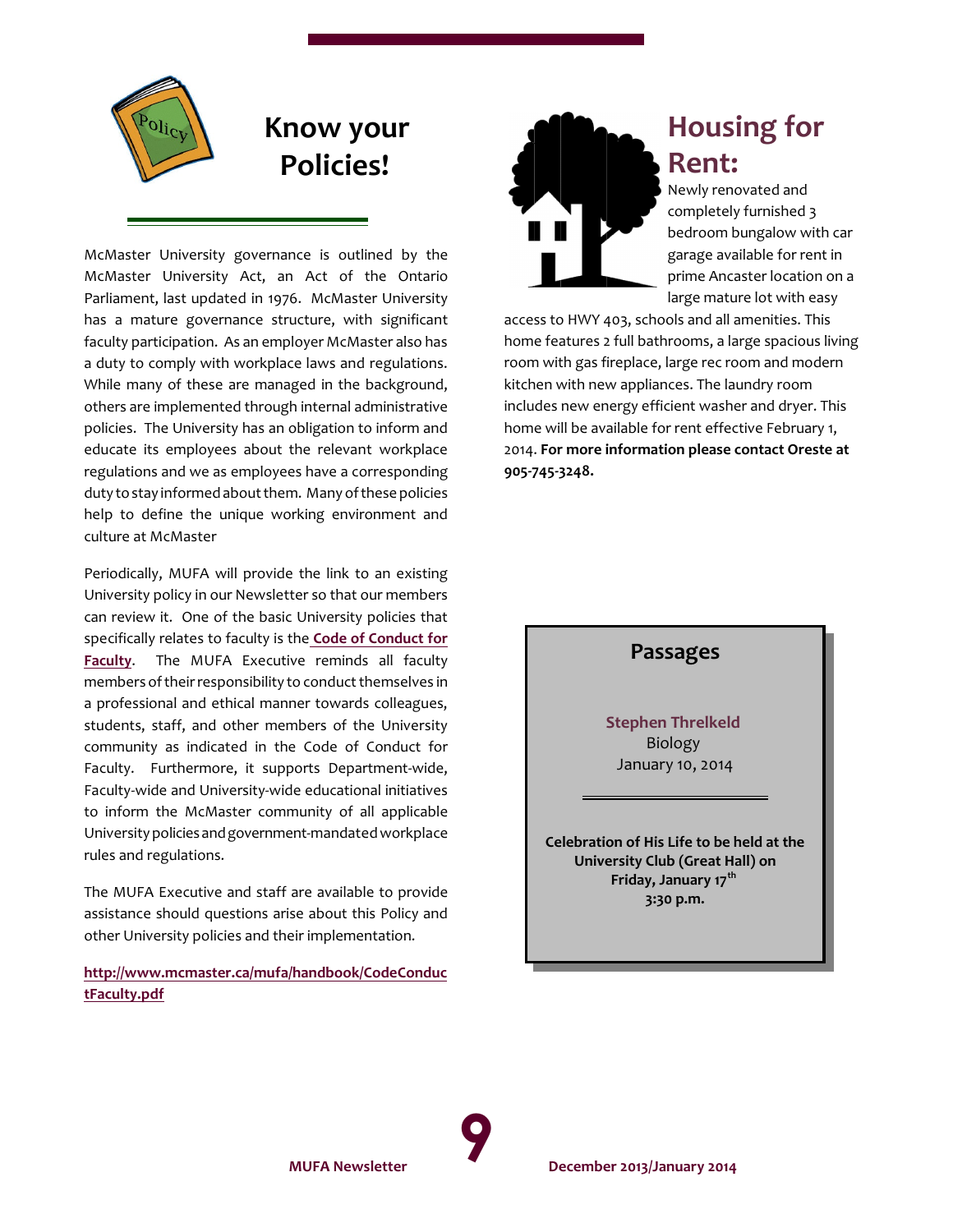# Know your Policies!

McMaster University governance is outlined by the McMaster University Act, an Act of the Ontario Parliament, last updated in 1976. McMaster University has a mature governance structure, with significant faculty participation. As an employer McMaster also has a duty to comply with workplace laws and regulations. While many of these are managed in the background, others are implemented through internal administrative policies. The University has an obligation to inform and educate its employees about the relevant workplace regulations and we as employees have a corresponding duty to stay informed about them. Many of these policies help to define the unique working environment and culture at McMaster

Periodically, MUFA will provide the link to an existing University policy in our Newsletter so that our members can review it. One of the basic University policies that specifically relates to faculty is the **Code of Conduct for Faculty**. The MUFA Executive reminds all faculty members of their responsibility to conduct themselves in a professional and ethical manner towards colleagues, students, staff, and other members of the University community as indicated in the Code of Conduct for Faculty. Furthermore, it supports Department-wide, Faculty-wide and University-wide educational initiatives to inform the McMaster community of all applicable University policies and government-mandated workplace rules and regulations.

The MUFA Executive and staff are available to provide assistance should questions arise about this Policy and other University policies and their implementation.

**http://www.mcmaster.ca/mufa/handbook/CodeConductFaculty.pdf**

# Housing for Rent:

Newly renovated and completely furnished 3 bedroom bungalow with car garage available for rent in prime Ancaster location on a large mature lot with easy access to HWY 403, schools and all amenities. This home features 2 full bathrooms, a large spacious living room with gas fireplace, large rec room and modern kitchen with new appliances. The laundry room includes new energy efficient washer and dryer. This home will be available for rent effective February 1, 2014. **For more information please contact Oreste at 905-745-3248.**

## Passages

**Stephen Threlkeld**
Biology
January 10, 2014

**Celebration of His Life to be held at the University Club (Great Hall) on Friday, January 17th 3:30 p.m.**